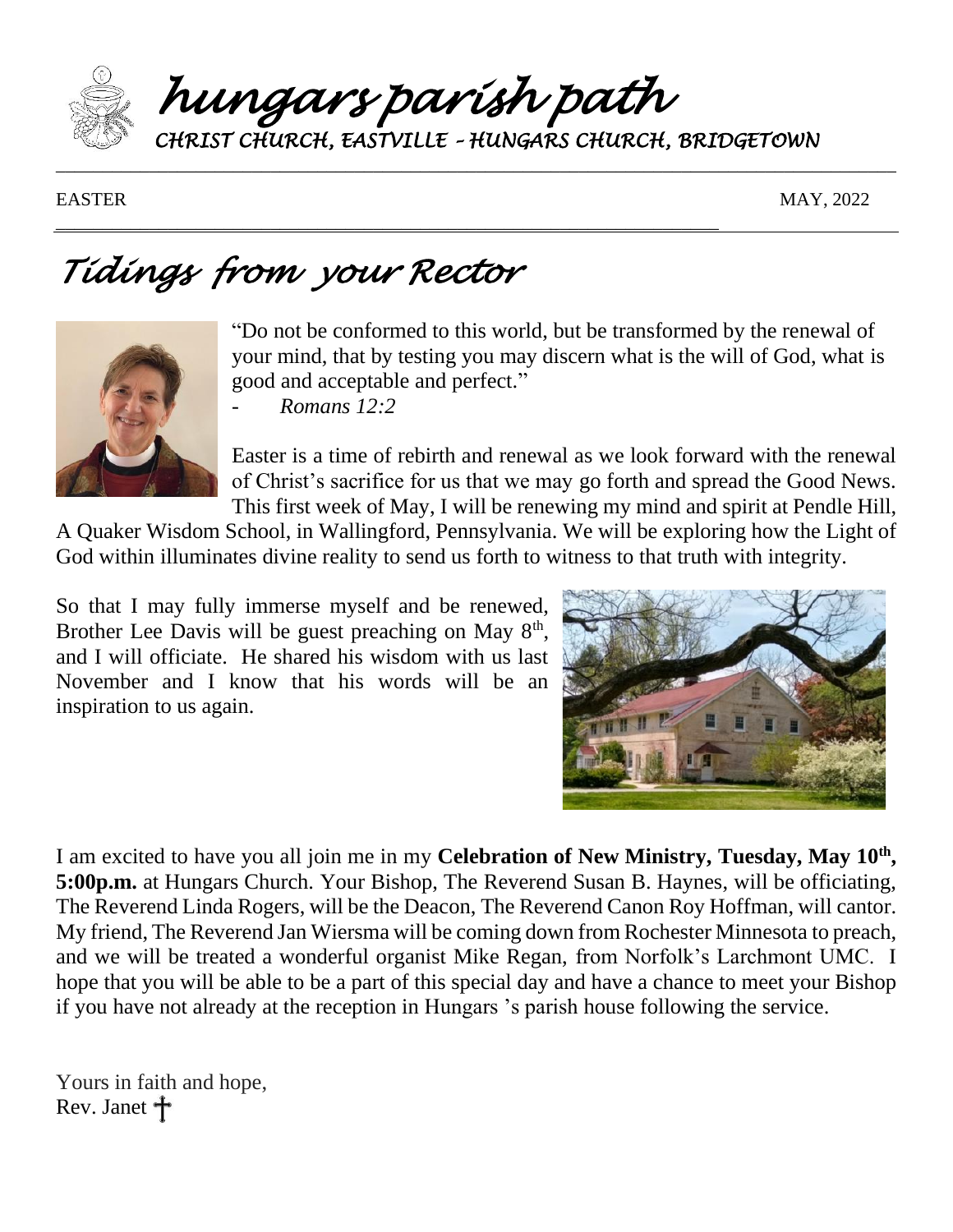# hungars parish path

*CHRIST CHURCH, EASTVILLE – HUNGARS CHURCH, BRIDGETOWN*

EASTER MAY, 2022

## Tidings from your Rector

"Do not be conformed to this world, but be transformed by the renewal of your mind, that by testing you may discern what is the will of God, what is good and acceptable and perfect."

- *Romans 12:2*

Easter is a time of rebirth and renewal as we look forward with the renewal of Christ's sacrifice for us that we may go forth and spread the Good News. This first week of May, I will be renewing my mind and spirit at Pendle Hill, A Quaker Wisdom School, in Wallingford, Pennsylvania. We will be exploring how the Light of God within illuminates divine reality to send us forth to witness to that truth with integrity.

So that I may fully immerse myself and be renewed, Brother Lee Davis will be guest preaching on May 8th, and I will officiate. He shared his wisdom with us last November and I know that his words will be an inspiration to us again.

I am excited to have you all join me in my **Celebration of New Ministry, Tuesday, May 10th, 5:00p.m.** at Hungars Church. Your Bishop, The Reverend Susan B. Haynes, will be officiating, The Reverend Linda Rogers, will be the Deacon, The Reverend Canon Roy Hoffman, will cantor. My friend, The Reverend Jan Wiersma will be coming down from Rochester Minnesota to preach, and we will be treated a wonderful organist Mike Regan, from Norfolk's Larchmont UMC. I hope that you will be able to be a part of this special day and have a chance to meet your Bishop if you have not already at the reception in Hungars 's parish house following the service.

Yours in faith and hope,
Rev. Janet ✝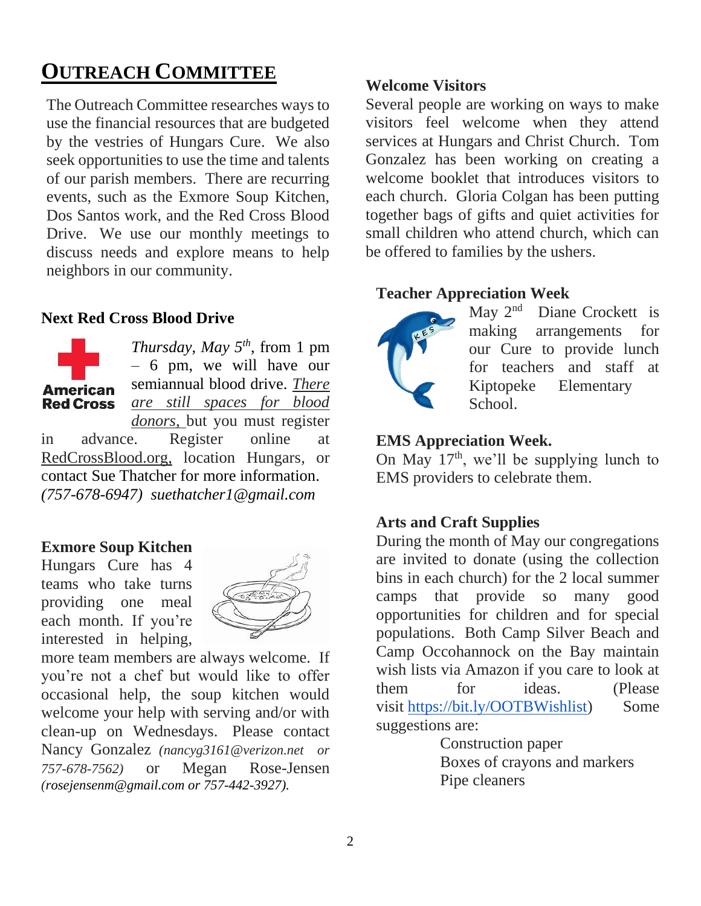# Outreach Committee

The Outreach Committee researches ways to use the financial resources that are budgeted by the vestries of Hungars Cure. We also seek opportunities to use the time and talents of our parish members. There are recurring events, such as the Exmore Soup Kitchen, Dos Santos work, and the Red Cross Blood Drive. We use our monthly meetings to discuss needs and explore means to help neighbors in our community.

### Next Red Cross Blood Drive

American Red Cross

*Thursday, May 5th*, from 1 pm – 6 pm, we will have our semiannual blood drive. *There are still spaces for blood donors,* but you must register in advance. Register online at RedCrossBlood.org, location Hungars, or contact Sue Thatcher for more information. *(757-678-6947) suethatcher1@gmail.com*

### Exmore Soup Kitchen

Hungars Cure has 4 teams who take turns providing one meal each month. If you're interested in helping, more team members are always welcome. If you're not a chef but would like to offer occasional help, the soup kitchen would welcome your help with serving and/or with clean-up on Wednesdays. Please contact Nancy Gonzalez *(nancyg3161@verizon.net or 757-678-7562)* or Megan Rose-Jensen *(rosejensenm@gmail.com or 757-442-3927).*

### Welcome Visitors

Several people are working on ways to make visitors feel welcome when they attend services at Hungars and Christ Church. Tom Gonzalez has been working on creating a welcome booklet that introduces visitors to each church. Gloria Colgan has been putting together bags of gifts and quiet activities for small children who attend church, which can be offered to families by the ushers.

### Teacher Appreciation Week

May 2nd Diane Crockett is making arrangements for our Cure to provide lunch for teachers and staff at Kiptopeke Elementary School.

### EMS Appreciation Week.

On May 17th, we'll be supplying lunch to EMS providers to celebrate them.

### Arts and Craft Supplies

During the month of May our congregations are invited to donate (using the collection bins in each church) for the 2 local summer camps that provide so many good opportunities for children and for special populations. Both Camp Silver Beach and Camp Occohannock on the Bay maintain wish lists via Amazon if you care to look at them for ideas. (Please visit https://bit.ly/OOTBWishlist) Some suggestions are:

- Construction paper
- Boxes of crayons and markers
- Pipe cleaners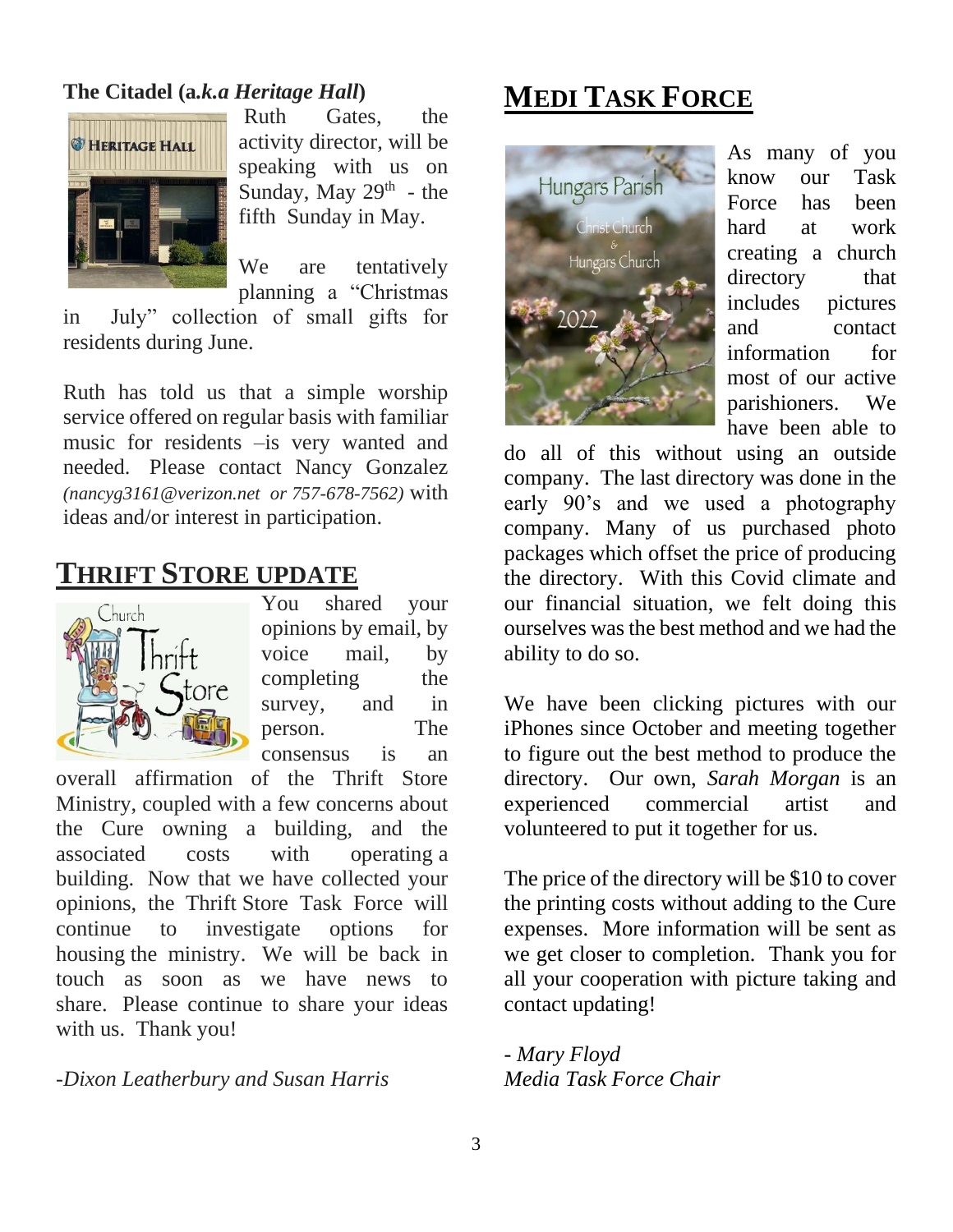**The Citadel (a.*k.a Heritage Hall*)**

Ruth Gates, the activity director, will be speaking with us on Sunday, May 29th - the fifth Sunday in May.

We are tentatively planning a "Christmas in July" collection of small gifts for residents during June.

Ruth has told us that a simple worship service offered on regular basis with familiar music for residents –is very wanted and needed. Please contact Nancy Gonzalez *(nancyg3161@verizon.net or 757-678-7562)* with ideas and/or interest in participation.

## THRIFT STORE UPDATE

You shared your opinions by email, by voice mail, by completing the survey, and in person. The consensus is an overall affirmation of the Thrift Store Ministry, coupled with a few concerns about the Cure owning a building, and the associated costs with operating a building. Now that we have collected your opinions, the Thrift Store Task Force will continue to investigate options for housing the ministry. We will be back in touch as soon as we have news to share. Please continue to share your ideas with us. Thank you!

*-Dixon Leatherbury and Susan Harris*

## MEDI TASK FORCE

As many of you know our Task Force has been hard at work creating a church directory that includes pictures and contact information for most of our active parishioners. We have been able to do all of this without using an outside company. The last directory was done in the early 90's and we used a photography company. Many of us purchased photo packages which offset the price of producing the directory. With this Covid climate and our financial situation, we felt doing this ourselves was the best method and we had the ability to do so.

We have been clicking pictures with our iPhones since October and meeting together to figure out the best method to produce the directory. Our own, *Sarah Morgan* is an experienced commercial artist and volunteered to put it together for us.

The price of the directory will be $10 to cover the printing costs without adding to the Cure expenses. More information will be sent as we get closer to completion. Thank you for all your cooperation with picture taking and contact updating!

*- Mary Floyd*
*Media Task Force Chair*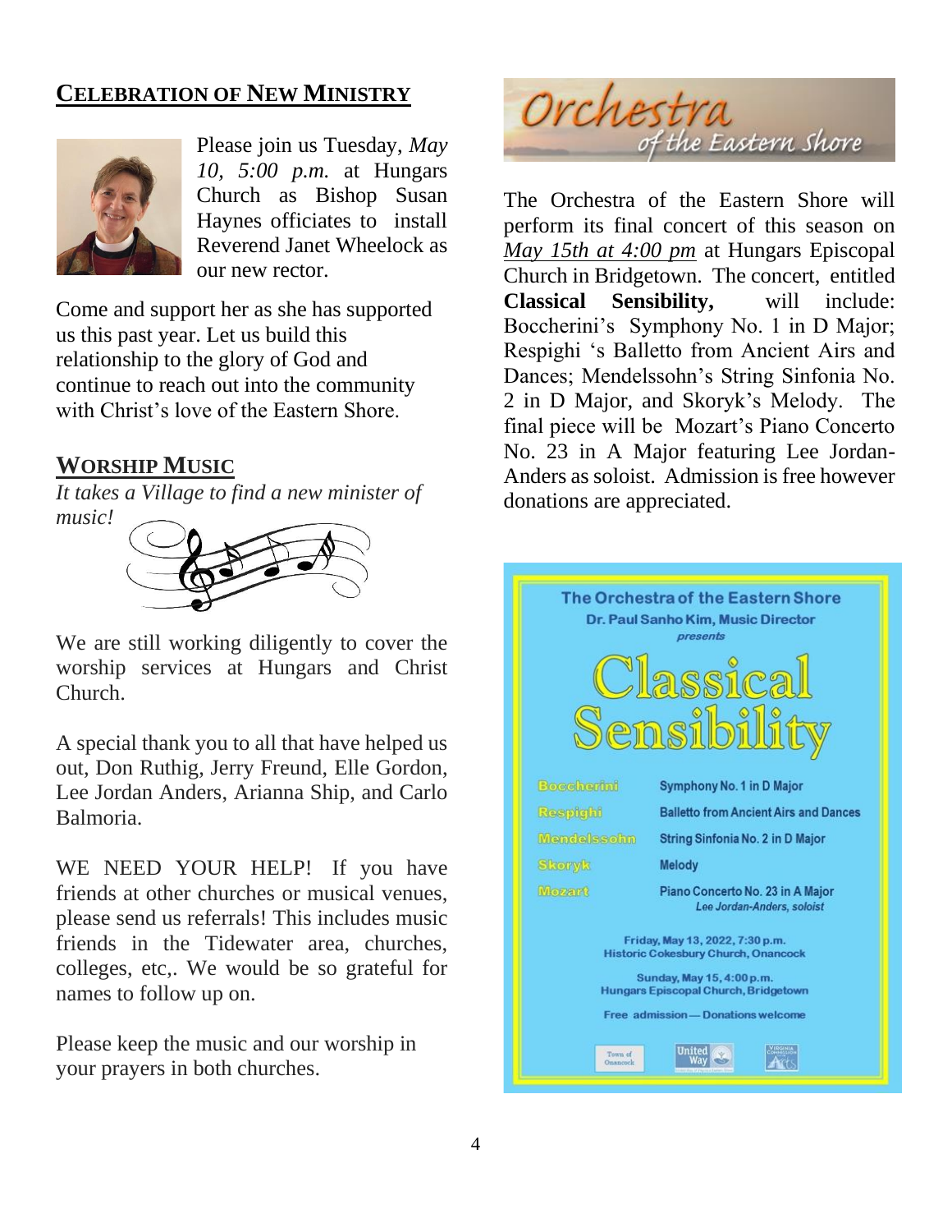## CELEBRATION OF NEW MINISTRY

Please join us Tuesday, *May 10, 5:00 p.m.* at Hungars Church as Bishop Susan Haynes officiates to install Reverend Janet Wheelock as our new rector.

Come and support her as she has supported us this past year. Let us build this relationship to the glory of God and continue to reach out into the community with Christ's love of the Eastern Shore.

## WORSHIP MUSIC

*It takes a Village to find a new minister of music!*

We are still working diligently to cover the worship services at Hungars and Christ Church.

A special thank you to all that have helped us out, Don Ruthig, Jerry Freund, Elle Gordon, Lee Jordan Anders, Arianna Ship, and Carlo Balmoria.

WE NEED YOUR HELP! If you have friends at other churches or musical venues, please send us referrals! This includes music friends in the Tidewater area, churches, colleges, etc,. We would be so grateful for names to follow up on.

Please keep the music and our worship in your prayers in both churches.

## Orchestra of the Eastern Shore

The Orchestra of the Eastern Shore will perform its final concert of this season on *May 15th at 4:00 pm* at Hungars Episcopal Church in Bridgetown. The concert, entitled **Classical Sensibility,** will include: Boccherini's Symphony No. 1 in D Major; Respighi 's Balletto from Ancient Airs and Dances; Mendelssohn's String Sinfonia No. 2 in D Major, and Skoryk's Melody. The final piece will be Mozart's Piano Concerto No. 23 in A Major featuring Lee Jordan-Anders as soloist. Admission is free however donations are appreciated.

**The Orchestra of the Eastern Shore**
**Dr. Paul Sanho Kim, Music Director**
*presents*

# Classical Sensibility

| | |
|---|---|
| Boccherini | Symphony No. 1 in D Major |
| Respighi | Balletto from Ancient Airs and Dances |
| Mendelssohn | String Sinfonia No. 2 in D Major |
| Skoryk | Melody |
| Mozart | Piano Concerto No. 23 in A Major *Lee Jordan-Anders, soloist* |

Friday, May 13, 2022, 7:30 p.m.
Historic Cokesbury Church, Onancock

Sunday, May 15, 4:00 p.m.
Hungars Episcopal Church, Bridgetown

Free admission — Donations welcome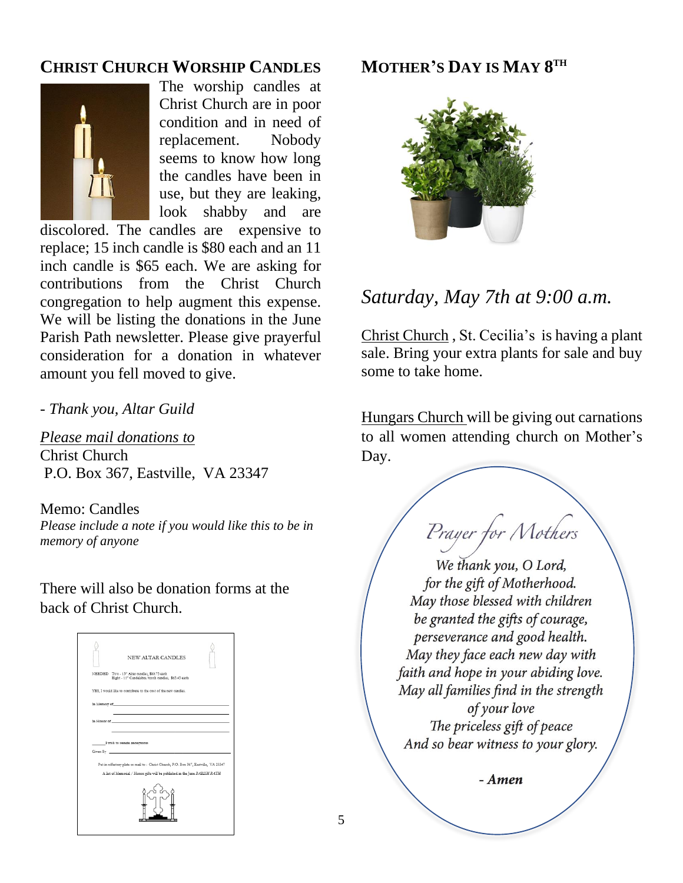## Christ Church Worship Candles

The worship candles at Christ Church are in poor condition and in need of replacement. Nobody seems to know how long the candles have been in use, but they are leaking, look shabby and are discolored. The candles are expensive to replace; 15 inch candle is $80 each and an 11 inch candle is $65 each. We are asking for contributions from the Christ Church congregation to help augment this expense. We will be listing the donations in the June Parish Path newsletter. Please give prayerful consideration for a donation in whatever amount you fell moved to give.

- *Thank you, Altar Guild*

*Please mail donations to*
Christ Church
P.O. Box 367, Eastville, VA 23347

Memo: Candles
*Please include a note if you would like this to be in memory of anyone*

There will also be donation forms at the back of Christ Church.

NEW ALTAR CANDLES

NEEDED Two - 15" Altar candles, $80.75 each
Eight - 11" Candelabra /torch candles, $65.45 each

YES, I would like to contribute to the cost of the new candles.

In Memory of_______________

In Honor of_______________

_____I wish to remain anonymous

Given By _______________

Put in offertory plate or mail to : Christ Church, P.O. Box 367, Eastville, VA 23347

A list of Memorial / Honor gifts will be published in the June *PARISH PATH*

## Mother's Day is May 8th

*Saturday, May 7th at 9:00 a.m.*

Christ Church , St. Cecilia's is having a plant sale. Bring your extra plants for sale and buy some to take home.

Hungars Church will be giving out carnations to all women attending church on Mother's Day.

### Prayer for Mothers

*We thank you, O Lord,*
*for the gift of Motherhood.*
*May those blessed with children*
*be granted the gifts of courage,*
*perseverance and good health.*
*May they face each new day with*
*faith and hope in your abiding love.*
*May all families find in the strength*
*of your love*
*The priceless gift of peace*
*And so bear witness to your glory.*

- ***Amen***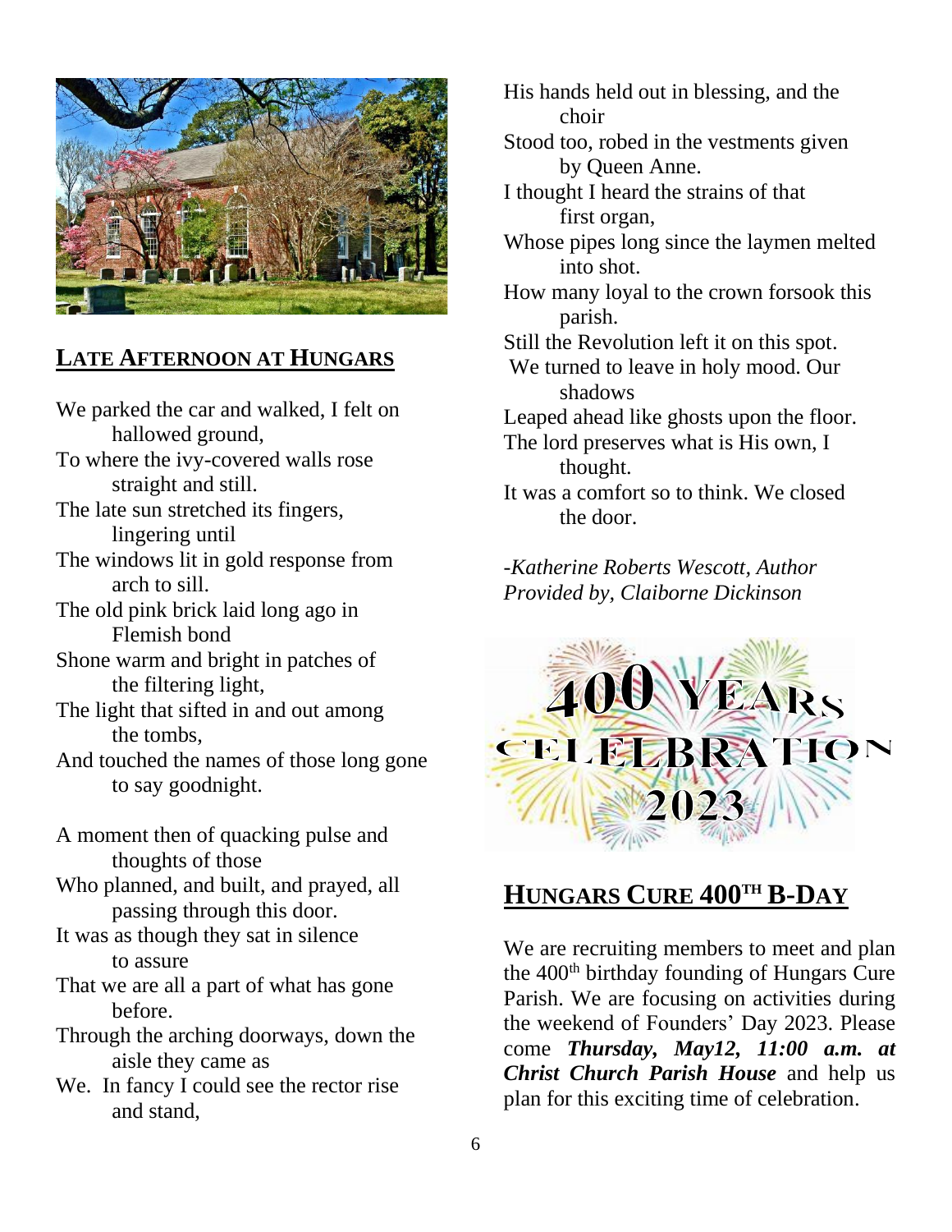## LATE AFTERNOON AT HUNGARS

We parked the car and walked, I felt on hallowed ground,  
To where the ivy-covered walls rose straight and still.  
The late sun stretched its fingers, lingering until  
The windows lit in gold response from arch to sill.  
The old pink brick laid long ago in Flemish bond  
Shone warm and bright in patches of the filtering light,  
The light that sifted in and out among the tombs,  
And touched the names of those long gone to say goodnight.

A moment then of quacking pulse and thoughts of those  
Who planned, and built, and prayed, all passing through this door.  
It was as though they sat in silence to assure  
That we are all a part of what has gone before.  
Through the arching doorways, down the aisle they came as  
We. In fancy I could see the rector rise and stand,  
His hands held out in blessing, and the choir  
Stood too, robed in the vestments given by Queen Anne.  
I thought I heard the strains of that first organ,  
Whose pipes long since the laymen melted into shot.  
How many loyal to the crown forsook this parish.  
Still the Revolution left it on this spot.  
We turned to leave in holy mood. Our shadows  
Leaped ahead like ghosts upon the floor.  
The lord preserves what is His own, I thought.  
It was a comfort so to think. We closed the door.

*-Katherine Roberts Wescott, Author*  
*Provided by, Claiborne Dickinson*

400 YEARS CELEBRATION 2023

## HUNGARS CURE 400TH B-DAY

We are recruiting members to meet and plan the 400th birthday founding of Hungars Cure Parish. We are focusing on activities during the weekend of Founders' Day 2023. Please come ***Thursday, May12, 11:00 a.m. at Christ Church Parish House*** and help us plan for this exciting time of celebration.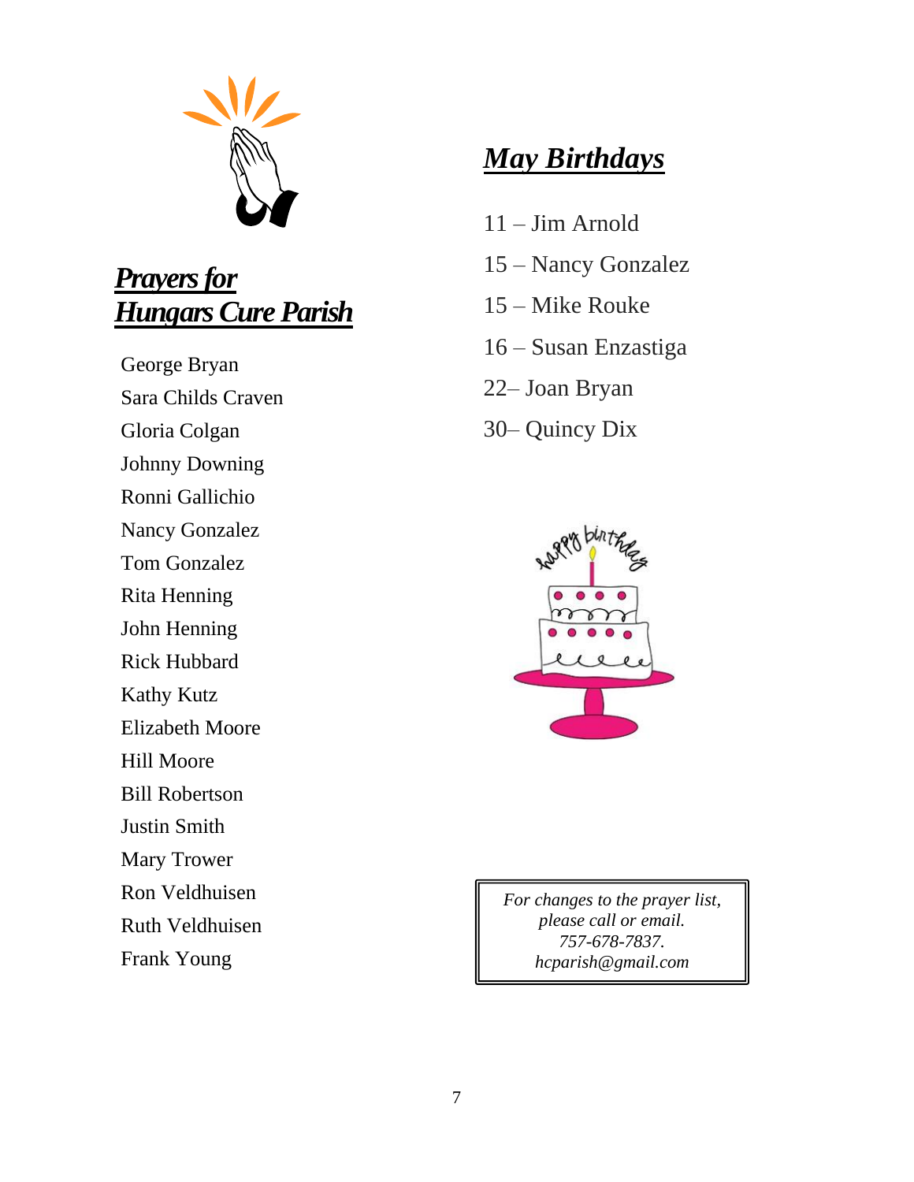## ***Prayers for Hungars Cure Parish***

George Bryan
Sara Childs Craven
Gloria Colgan
Johnny Downing
Ronni Gallichio
Nancy Gonzalez
Tom Gonzalez
Rita Henning
John Henning
Rick Hubbard
Kathy Kutz
Elizabeth Moore
Hill Moore
Bill Robertson
Justin Smith
Mary Trower
Ron Veldhuisen
Ruth Veldhuisen
Frank Young

## ***May Birthdays***

11 – Jim Arnold
15 – Nancy Gonzalez
15 – Mike Rouke
16 – Susan Enzastiga
22– Joan Bryan
30– Quincy Dix

*For changes to the prayer list, please call or email.*
*757-678-7837.*
*hcparish@gmail.com*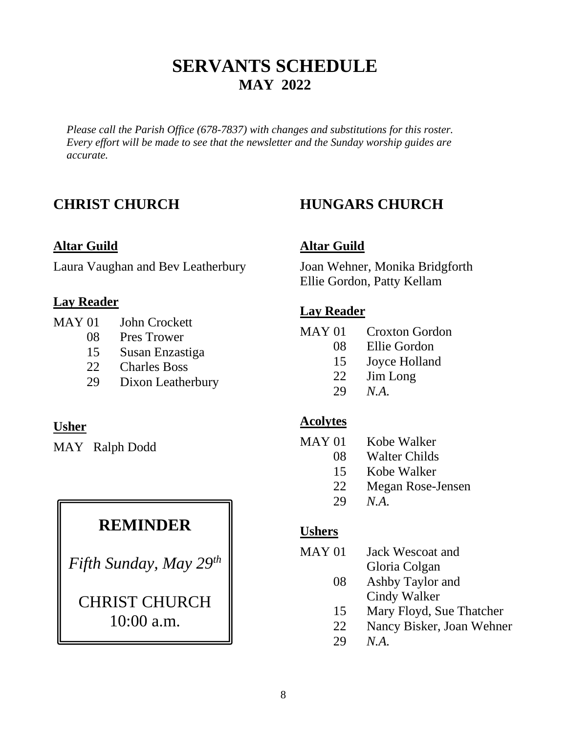# SERVANTS SCHEDULE
## MAY 2022

*Please call the Parish Office (678-7837) with changes and substitutions for this roster. Every effort will be made to see that the newsletter and the Sunday worship guides are accurate.*

## CHRIST CHURCH

**Altar Guild**

Laura Vaughan and Bev Leatherbury

**Lay Reader**

| | |
|---|---|
| MAY 01 | John Crockett |
| 08 | Pres Trower |
| 15 | Susan Enzastiga |
| 22 | Charles Boss |
| 29 | Dixon Leatherbury |

**Usher**

MAY Ralph Dodd

> **REMINDER**
>
> *Fifth Sunday, May 29th*
>
> CHRIST CHURCH
> 10:00 a.m.

## HUNGARS CHURCH

**Altar Guild**

Joan Wehner, Monika Bridgforth
Ellie Gordon, Patty Kellam

**Lay Reader**

| | |
|---|---|
| MAY 01 | Croxton Gordon |
| 08 | Ellie Gordon |
| 15 | Joyce Holland |
| 22 | Jim Long |
| 29 | *N.A.* |

**Acolytes**

| | |
|---|---|
| MAY 01 | Kobe Walker |
| 08 | Walter Childs |
| 15 | Kobe Walker |
| 22 | Megan Rose-Jensen |
| 29 | *N.A.* |

**Ushers**

| | |
|---|---|
| MAY 01 | Jack Wescoat and Gloria Colgan |
| 08 | Ashby Taylor and Cindy Walker |
| 15 | Mary Floyd, Sue Thatcher |
| 22 | Nancy Bisker, Joan Wehner |
| 29 | *N.A.* |